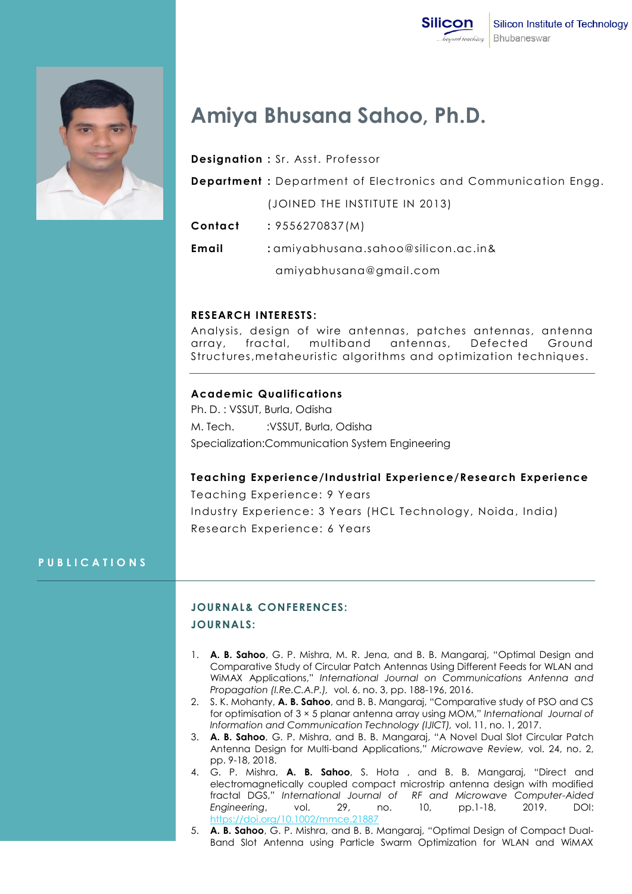Silicon Institute of Technology
Bhubaneswar

# Amiya Bhusana Sahoo, Ph.D.

**Designation :** Sr. Asst. Professor

**Department :** Department of Electronics and Communication Engg.

(JOINED THE INSTITUTE IN 2013)

**Contact** : 9556270837(M)

**Email** : amiyabhusana.sahoo@silicon.ac.in& amiyabhusana@gmail.com

### RESEARCH INTERESTS:

Analysis, design of wire antennas, patches antennas, antenna array, fractal, multiband antennas, Defected Ground Structures,metaheuristic algorithms and optimization techniques.

### Academic Qualifications

Ph. D. : VSSUT, Burla, Odisha

M. Tech. :VSSUT, Burla, Odisha

Specialization:Communication System Engineering

### Teaching Experience/Industrial Experience/Research Experience

Teaching Experience: 9 Years

Industry Experience: 3 Years (HCL Technology, Noida, India)

Research Experience: 6 Years

## PUBLICATIONS

### JOURNAL& CONFERENCES:

### JOURNALS:

1. **A. B. Sahoo**, G. P. Mishra, M. R. Jena, and B. B. Mangaraj, "Optimal Design and Comparative Study of Circular Patch Antennas Using Different Feeds for WLAN and WiMAX Applications," *International Journal on Communications Antenna and Propagation (I.Re.C.A.P.),* vol. 6, no. 3, pp. 188-196, 2016.
2. S. K. Mohanty, **A. B. Sahoo**, and B. B. Mangaraj, "Comparative study of PSO and CS for optimisation of 3 × 5 planar antenna array using MOM," *International Journal of Information and Communication Technology (IJICT),* vol. 11, no. 1, 2017.
3. **A. B. Sahoo**, G. P. Mishra, and B. B. Mangaraj, "A Novel Dual Slot Circular Patch Antenna Design for Multi-band Applications," *Microwave Review,* vol. 24, no. 2, pp. 9-18, 2018.
4. G. P. Mishra, **A. B. Sahoo**, S. Hota , and B. B. Mangaraj, "Direct and electromagnetically coupled compact microstrip antenna design with modified fractal DGS," *International Journal of RF and Microwave Computer-Aided Engineering*, vol. 29, no. 10, pp.1-18, 2019. DOI: https://doi.org/10.1002/mmce.21887
5. **A. B. Sahoo**, G. P. Mishra, and B. B. Mangaraj, "Optimal Design of Compact Dual-Band Slot Antenna using Particle Swarm Optimization for WLAN and WiMAX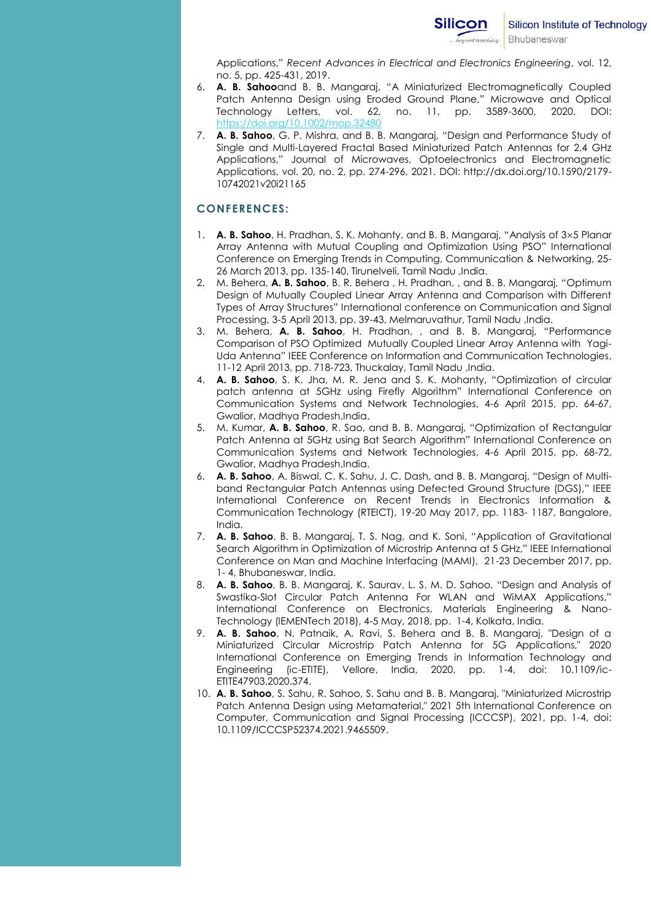Applications," *Recent Advances in Electrical and Electronics Engineering*, vol. 12, no. 5, pp. 425-431, 2019.

6. **A. B. Sahoo**and B. B. Mangaraj, "A Miniaturized Electromagnetically Coupled Patch Antenna Design using Eroded Ground Plane," Microwave and Optical Technology Letters, vol. 62, no. 11, pp. 3589-3600, 2020. DOI: https://doi.org/10.1002/mop.32480
7. **A. B. Sahoo**, G. P. Mishra, and B. B. Mangaraj, "Design and Performance Study of Single and Multi-Layered Fractal Based Miniaturized Patch Antennas for 2.4 GHz Applications," Journal of Microwaves, Optoelectronics and Electromagnetic Applications, vol. 20, no. 2, pp. 274-296, 2021. DOI: http://dx.doi.org/10.1590/2179-10742021v20i21165

## CONFERENCES:

1. **A. B. Sahoo**, H. Pradhan, S. K. Mohanty, and B. B. Mangaraj, "Analysis of 3×5 Planar Array Antenna with Mutual Coupling and Optimization Using PSO" International Conference on Emerging Trends in Computing, Communication & Networking, 25-26 March 2013, pp. 135-140, Tirunelveli, Tamil Nadu ,India.
2. M. Behera, **A. B. Sahoo**, B. R. Behera , H. Pradhan, , and B. B. Mangaraj, "Optimum Design of Mutually Coupled Linear Array Antenna and Comparison with Different Types of Array Structures" International conference on Communication and Signal Processing, 3-5 April 2013, pp. 39-43, Melmaruvathur, Tamil Nadu ,India.
3. M. Behera, **A. B. Sahoo**, H. Pradhan, , and B. B. Mangaraj, "Performance Comparison of PSO Optimized Mutually Coupled Linear Array Antenna with Yagi-Uda Antenna" IEEE Conference on Information and Communication Technologies, 11-12 April 2013, pp. 718-723, Thuckalay, Tamil Nadu ,India.
4. **A. B. Sahoo**, S. K. Jha, M. R. Jena and S. K. Mohanty, "Optimization of circular patch antenna at 5GHz using Firefly Algorithm" International Conference on Communication Systems and Network Technologies, 4-6 April 2015, pp. 64-67, Gwalior, Madhya Pradesh,India.
5. M. Kumar, **A. B. Sahoo**, R. Sao, and B. B. Mangaraj, "Optimization of Rectangular Patch Antenna at 5GHz using Bat Search Algorithm" International Conference on Communication Systems and Network Technologies, 4-6 April 2015, pp. 68-72, Gwalior, Madhya Pradesh,India.
6. **A. B. Sahoo**, A. Biswal, C. K. Sahu, J. C. Dash, and B. B. Mangaraj, "Design of Multi-band Rectangular Patch Antennas using Defected Ground Structure (DGS)," IEEE International Conference on Recent Trends in Electronics Information & Communication Technology (RTEICT), 19-20 May 2017, pp. 1183- 1187, Bangalore, India.
7. **A. B. Sahoo**, B. B. Mangaraj, T. S. Nag, and K. Soni, "Application of Gravitational Search Algorithm in Optimization of Microstrip Antenna at 5 GHz," IEEE International Conference on Man and Machine Interfacing (MAMI), 21-23 December 2017, pp. 1- 4, Bhubaneswar, India.
8. **A. B. Sahoo**, B. B. Mangaraj, K. Saurav, L. S. M. D. Sahoo, "Design and Analysis of Swastika-Slot Circular Patch Antenna For WLAN and WiMAX Applications," International Conference on Electronics, Materials Engineering & Nano-Technology (IEMENTech 2018), 4-5 May, 2018, pp. 1-4, Kolkata, India.
9. **A. B. Sahoo**, N. Patnaik, A. Ravi, S. Behera and B. B. Mangaraj, "Design of a Miniaturized Circular Microstrip Patch Antenna for 5G Applications," 2020 International Conference on Emerging Trends in Information Technology and Engineering (ic-ETITE), Vellore, India, 2020, pp. 1-4, doi: 10.1109/ic-ETITE47903.2020.374.
10. **A. B. Sahoo**, S. Sahu, R. Sahoo, S. Sahu and B. B. Mangaraj, "Miniaturized Microstrip Patch Antenna Design using Metamaterial," 2021 5th International Conference on Computer, Communication and Signal Processing (ICCCSP), 2021, pp. 1-4, doi: 10.1109/ICCCSP52374.2021.9465509.